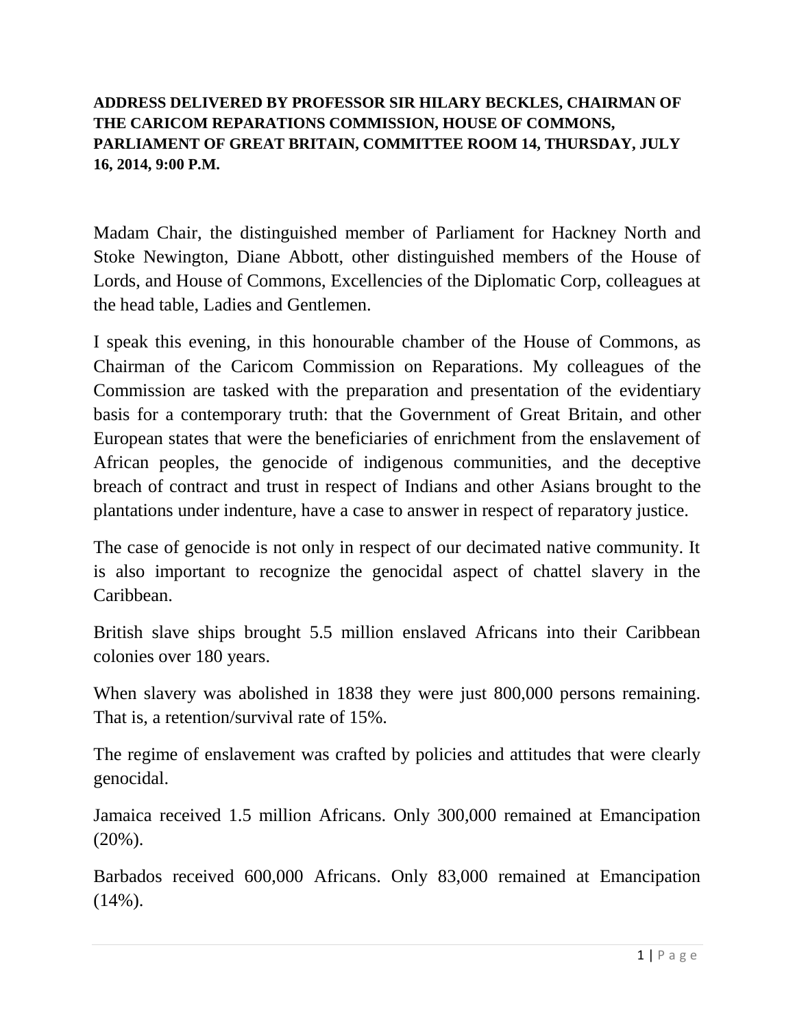**ADDRESS DELIVERED BY PROFESSOR SIR HILARY BECKLES, CHAIRMAN OF THE CARICOM REPARATIONS COMMISSION, HOUSE OF COMMONS, PARLIAMENT OF GREAT BRITAIN, COMMITTEE ROOM 14, THURSDAY, JULY 16, 2014, 9:00 P.M.**

Madam Chair, the distinguished member of Parliament for Hackney North and Stoke Newington, Diane Abbott, other distinguished members of the House of Lords, and House of Commons, Excellencies of the Diplomatic Corp, colleagues at the head table, Ladies and Gentlemen.

I speak this evening, in this honourable chamber of the House of Commons, as Chairman of the Caricom Commission on Reparations. My colleagues of the Commission are tasked with the preparation and presentation of the evidentiary basis for a contemporary truth: that the Government of Great Britain, and other European states that were the beneficiaries of enrichment from the enslavement of African peoples, the genocide of indigenous communities, and the deceptive breach of contract and trust in respect of Indians and other Asians brought to the plantations under indenture, have a case to answer in respect of reparatory justice.

The case of genocide is not only in respect of our decimated native community. It is also important to recognize the genocidal aspect of chattel slavery in the Caribbean.

British slave ships brought 5.5 million enslaved Africans into their Caribbean colonies over 180 years.

When slavery was abolished in 1838 they were just 800,000 persons remaining. That is, a retention/survival rate of 15%.

The regime of enslavement was crafted by policies and attitudes that were clearly genocidal.

Jamaica received 1.5 million Africans. Only 300,000 remained at Emancipation (20%).

Barbados received 600,000 Africans. Only 83,000 remained at Emancipation (14%).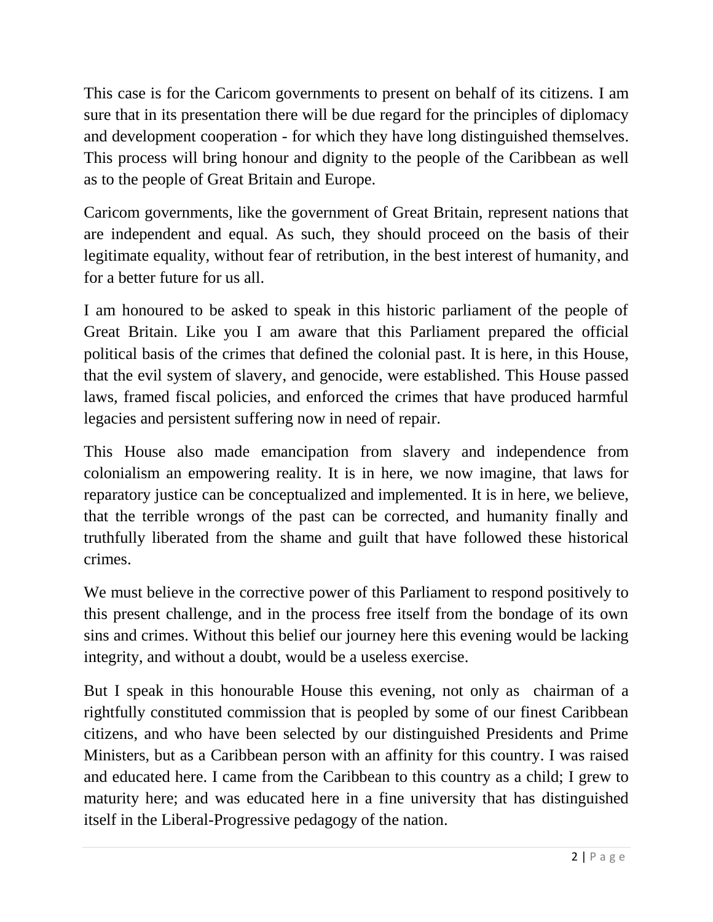This case is for the Caricom governments to present on behalf of its citizens. I am sure that in its presentation there will be due regard for the principles of diplomacy and development cooperation - for which they have long distinguished themselves. This process will bring honour and dignity to the people of the Caribbean as well as to the people of Great Britain and Europe.

Caricom governments, like the government of Great Britain, represent nations that are independent and equal. As such, they should proceed on the basis of their legitimate equality, without fear of retribution, in the best interest of humanity, and for a better future for us all.

I am honoured to be asked to speak in this historic parliament of the people of Great Britain. Like you I am aware that this Parliament prepared the official political basis of the crimes that defined the colonial past. It is here, in this House, that the evil system of slavery, and genocide, were established. This House passed laws, framed fiscal policies, and enforced the crimes that have produced harmful legacies and persistent suffering now in need of repair.

This House also made emancipation from slavery and independence from colonialism an empowering reality. It is in here, we now imagine, that laws for reparatory justice can be conceptualized and implemented. It is in here, we believe, that the terrible wrongs of the past can be corrected, and humanity finally and truthfully liberated from the shame and guilt that have followed these historical crimes.

We must believe in the corrective power of this Parliament to respond positively to this present challenge, and in the process free itself from the bondage of its own sins and crimes. Without this belief our journey here this evening would be lacking integrity, and without a doubt, would be a useless exercise.

But I speak in this honourable House this evening, not only as chairman of a rightfully constituted commission that is peopled by some of our finest Caribbean citizens, and who have been selected by our distinguished Presidents and Prime Ministers, but as a Caribbean person with an affinity for this country. I was raised and educated here. I came from the Caribbean to this country as a child; I grew to maturity here; and was educated here in a fine university that has distinguished itself in the Liberal-Progressive pedagogy of the nation.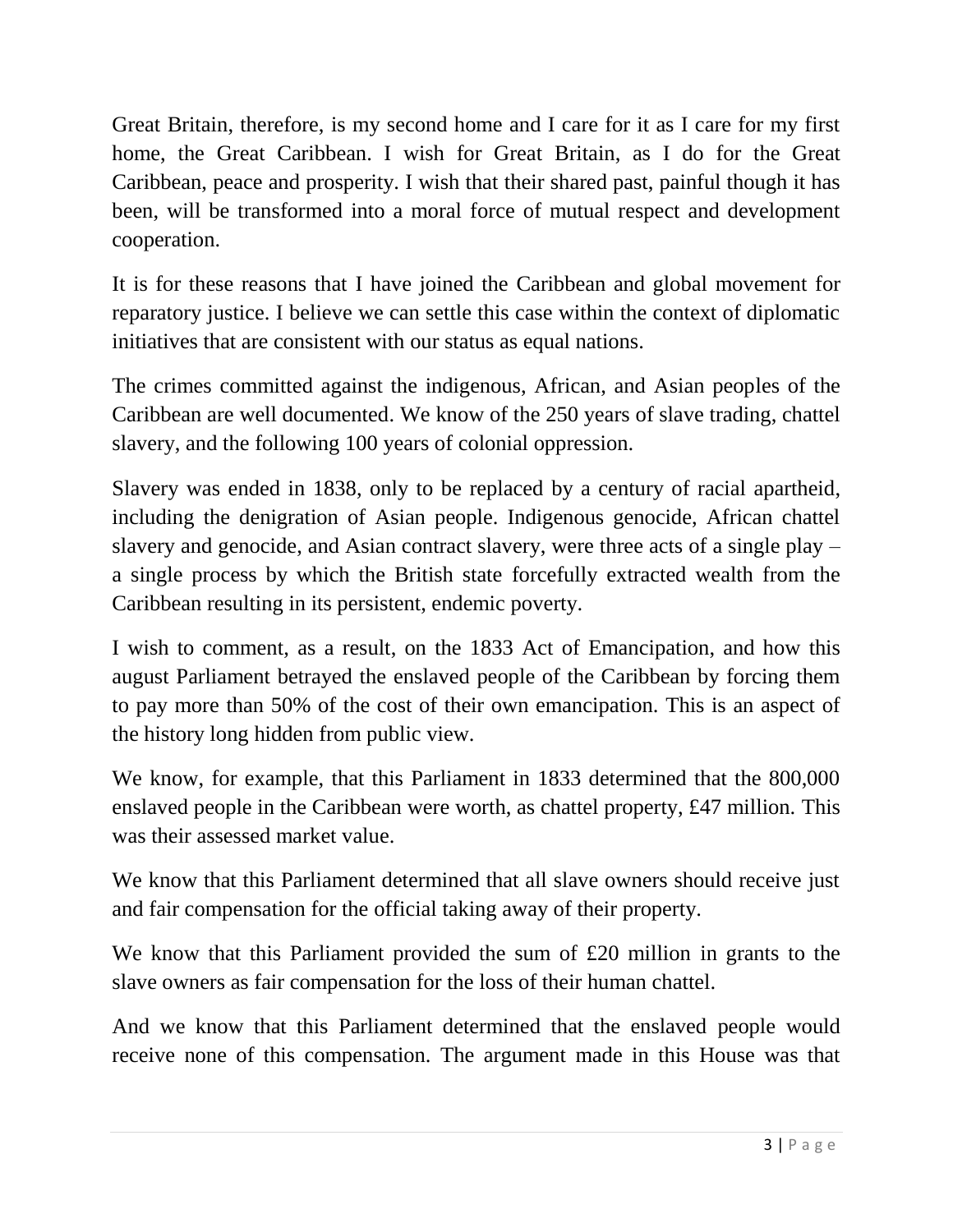Great Britain, therefore, is my second home and I care for it as I care for my first home, the Great Caribbean. I wish for Great Britain, as I do for the Great Caribbean, peace and prosperity. I wish that their shared past, painful though it has been, will be transformed into a moral force of mutual respect and development cooperation.

It is for these reasons that I have joined the Caribbean and global movement for reparatory justice. I believe we can settle this case within the context of diplomatic initiatives that are consistent with our status as equal nations.

The crimes committed against the indigenous, African, and Asian peoples of the Caribbean are well documented. We know of the 250 years of slave trading, chattel slavery, and the following 100 years of colonial oppression.

Slavery was ended in 1838, only to be replaced by a century of racial apartheid, including the denigration of Asian people. Indigenous genocide, African chattel slavery and genocide, and Asian contract slavery, were three acts of a single play – a single process by which the British state forcefully extracted wealth from the Caribbean resulting in its persistent, endemic poverty.

I wish to comment, as a result, on the 1833 Act of Emancipation, and how this august Parliament betrayed the enslaved people of the Caribbean by forcing them to pay more than 50% of the cost of their own emancipation. This is an aspect of the history long hidden from public view.

We know, for example, that this Parliament in 1833 determined that the 800,000 enslaved people in the Caribbean were worth, as chattel property, £47 million. This was their assessed market value.

We know that this Parliament determined that all slave owners should receive just and fair compensation for the official taking away of their property.

We know that this Parliament provided the sum of £20 million in grants to the slave owners as fair compensation for the loss of their human chattel.

And we know that this Parliament determined that the enslaved people would receive none of this compensation. The argument made in this House was that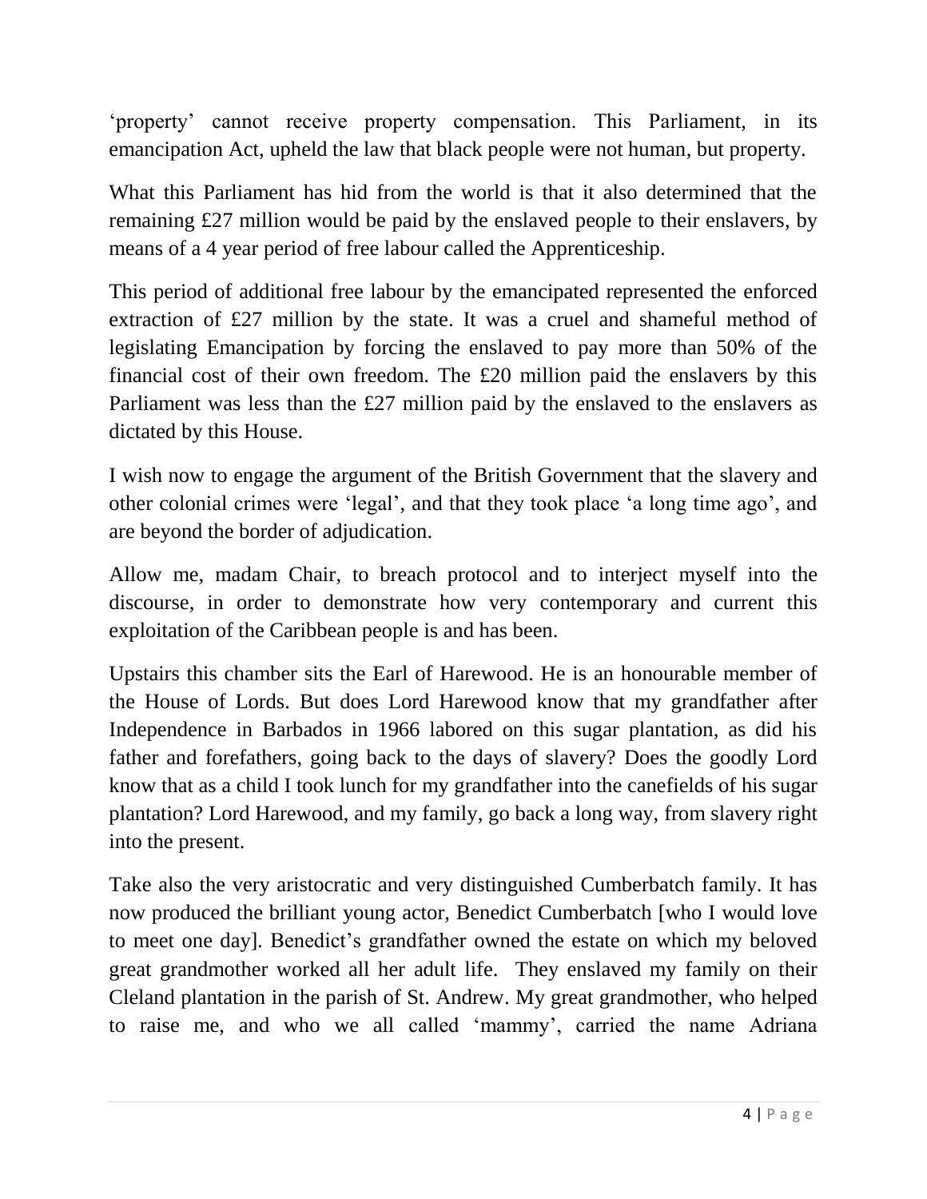'property' cannot receive property compensation. This Parliament, in its emancipation Act, upheld the law that black people were not human, but property.

What this Parliament has hid from the world is that it also determined that the remaining £27 million would be paid by the enslaved people to their enslavers, by means of a 4 year period of free labour called the Apprenticeship.

This period of additional free labour by the emancipated represented the enforced extraction of £27 million by the state. It was a cruel and shameful method of legislating Emancipation by forcing the enslaved to pay more than 50% of the financial cost of their own freedom. The £20 million paid the enslavers by this Parliament was less than the £27 million paid by the enslaved to the enslavers as dictated by this House.

I wish now to engage the argument of the British Government that the slavery and other colonial crimes were 'legal', and that they took place 'a long time ago', and are beyond the border of adjudication.

Allow me, madam Chair, to breach protocol and to interject myself into the discourse, in order to demonstrate how very contemporary and current this exploitation of the Caribbean people is and has been.

Upstairs this chamber sits the Earl of Harewood. He is an honourable member of the House of Lords. But does Lord Harewood know that my grandfather after Independence in Barbados in 1966 labored on this sugar plantation, as did his father and forefathers, going back to the days of slavery? Does the goodly Lord know that as a child I took lunch for my grandfather into the canefields of his sugar plantation? Lord Harewood, and my family, go back a long way, from slavery right into the present.

Take also the very aristocratic and very distinguished Cumberbatch family. It has now produced the brilliant young actor, Benedict Cumberbatch [who I would love to meet one day]. Benedict's grandfather owned the estate on which my beloved great grandmother worked all her adult life. They enslaved my family on their Cleland plantation in the parish of St. Andrew. My great grandmother, who helped to raise me, and who we all called 'mammy', carried the name Adriana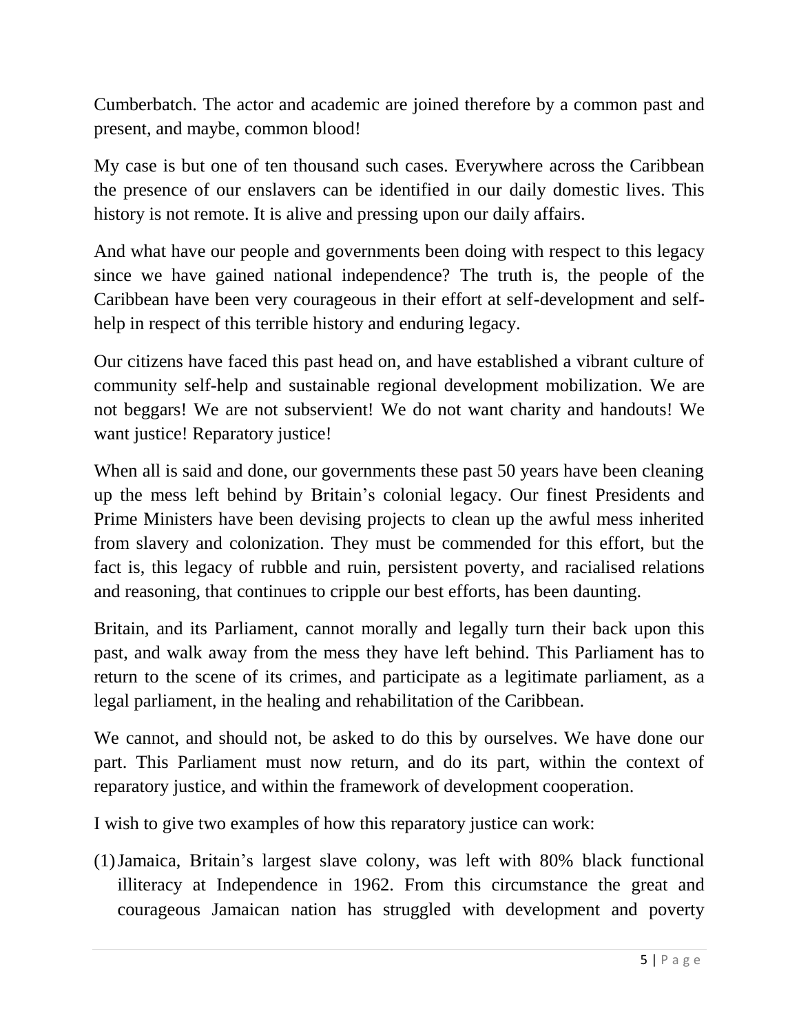Cumberbatch. The actor and academic are joined therefore by a common past and present, and maybe, common blood!

My case is but one of ten thousand such cases. Everywhere across the Caribbean the presence of our enslavers can be identified in our daily domestic lives. This history is not remote. It is alive and pressing upon our daily affairs.

And what have our people and governments been doing with respect to this legacy since we have gained national independence? The truth is, the people of the Caribbean have been very courageous in their effort at self-development and self-help in respect of this terrible history and enduring legacy.

Our citizens have faced this past head on, and have established a vibrant culture of community self-help and sustainable regional development mobilization. We are not beggars! We are not subservient! We do not want charity and handouts! We want justice! Reparatory justice!

When all is said and done, our governments these past 50 years have been cleaning up the mess left behind by Britain's colonial legacy. Our finest Presidents and Prime Ministers have been devising projects to clean up the awful mess inherited from slavery and colonization. They must be commended for this effort, but the fact is, this legacy of rubble and ruin, persistent poverty, and racialised relations and reasoning, that continues to cripple our best efforts, has been daunting.

Britain, and its Parliament, cannot morally and legally turn their back upon this past, and walk away from the mess they have left behind. This Parliament has to return to the scene of its crimes, and participate as a legitimate parliament, as a legal parliament, in the healing and rehabilitation of the Caribbean.

We cannot, and should not, be asked to do this by ourselves. We have done our part. This Parliament must now return, and do its part, within the context of reparatory justice, and within the framework of development cooperation.

I wish to give two examples of how this reparatory justice can work:

(1) Jamaica, Britain's largest slave colony, was left with 80% black functional illiteracy at Independence in 1962. From this circumstance the great and courageous Jamaican nation has struggled with development and poverty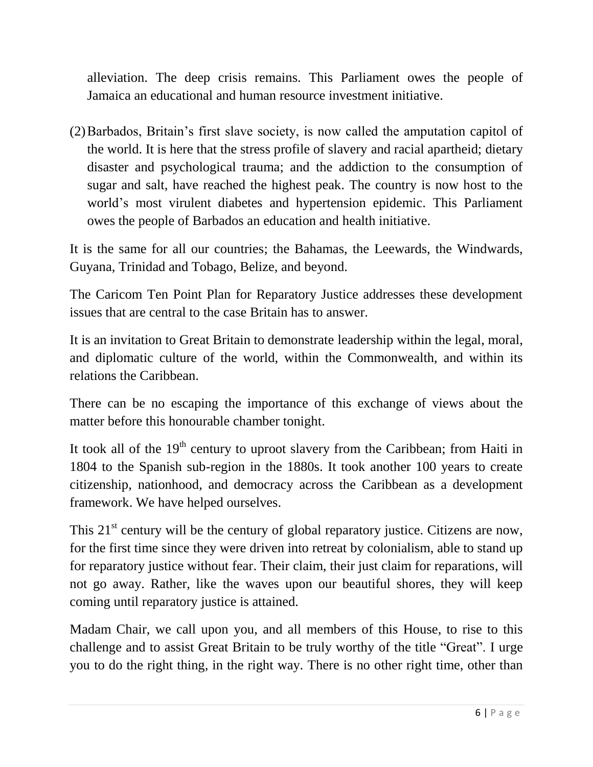alleviation. The deep crisis remains. This Parliament owes the people of Jamaica an educational and human resource investment initiative.

(2) Barbados, Britain's first slave society, is now called the amputation capitol of the world. It is here that the stress profile of slavery and racial apartheid; dietary disaster and psychological trauma; and the addiction to the consumption of sugar and salt, have reached the highest peak. The country is now host to the world's most virulent diabetes and hypertension epidemic. This Parliament owes the people of Barbados an education and health initiative.

It is the same for all our countries; the Bahamas, the Leewards, the Windwards, Guyana, Trinidad and Tobago, Belize, and beyond.

The Caricom Ten Point Plan for Reparatory Justice addresses these development issues that are central to the case Britain has to answer.

It is an invitation to Great Britain to demonstrate leadership within the legal, moral, and diplomatic culture of the world, within the Commonwealth, and within its relations the Caribbean.

There can be no escaping the importance of this exchange of views about the matter before this honourable chamber tonight.

It took all of the 19th century to uproot slavery from the Caribbean; from Haiti in 1804 to the Spanish sub-region in the 1880s. It took another 100 years to create citizenship, nationhood, and democracy across the Caribbean as a development framework. We have helped ourselves.

This 21st century will be the century of global reparatory justice. Citizens are now, for the first time since they were driven into retreat by colonialism, able to stand up for reparatory justice without fear. Their claim, their just claim for reparations, will not go away. Rather, like the waves upon our beautiful shores, they will keep coming until reparatory justice is attained.

Madam Chair, we call upon you, and all members of this House, to rise to this challenge and to assist Great Britain to be truly worthy of the title "Great". I urge you to do the right thing, in the right way. There is no other right time, other than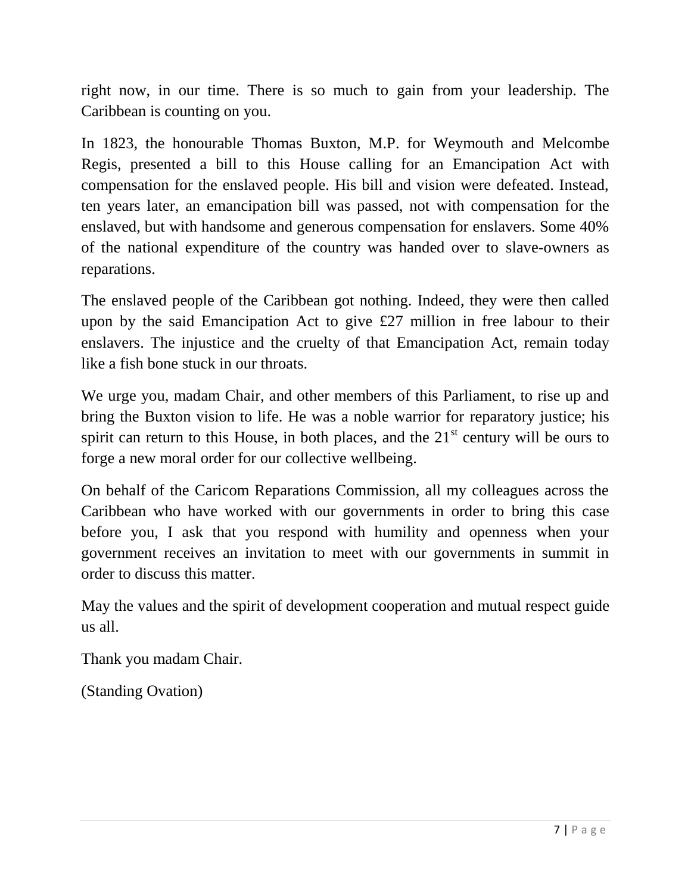right now, in our time. There is so much to gain from your leadership. The Caribbean is counting on you.

In 1823, the honourable Thomas Buxton, M.P. for Weymouth and Melcombe Regis, presented a bill to this House calling for an Emancipation Act with compensation for the enslaved people. His bill and vision were defeated. Instead, ten years later, an emancipation bill was passed, not with compensation for the enslaved, but with handsome and generous compensation for enslavers. Some 40% of the national expenditure of the country was handed over to slave-owners as reparations.

The enslaved people of the Caribbean got nothing. Indeed, they were then called upon by the said Emancipation Act to give £27 million in free labour to their enslavers. The injustice and the cruelty of that Emancipation Act, remain today like a fish bone stuck in our throats.

We urge you, madam Chair, and other members of this Parliament, to rise up and bring the Buxton vision to life. He was a noble warrior for reparatory justice; his spirit can return to this House, in both places, and the 21st century will be ours to forge a new moral order for our collective wellbeing.

On behalf of the Caricom Reparations Commission, all my colleagues across the Caribbean who have worked with our governments in order to bring this case before you, I ask that you respond with humility and openness when your government receives an invitation to meet with our governments in summit in order to discuss this matter.

May the values and the spirit of development cooperation and mutual respect guide us all.

Thank you madam Chair.

(Standing Ovation)